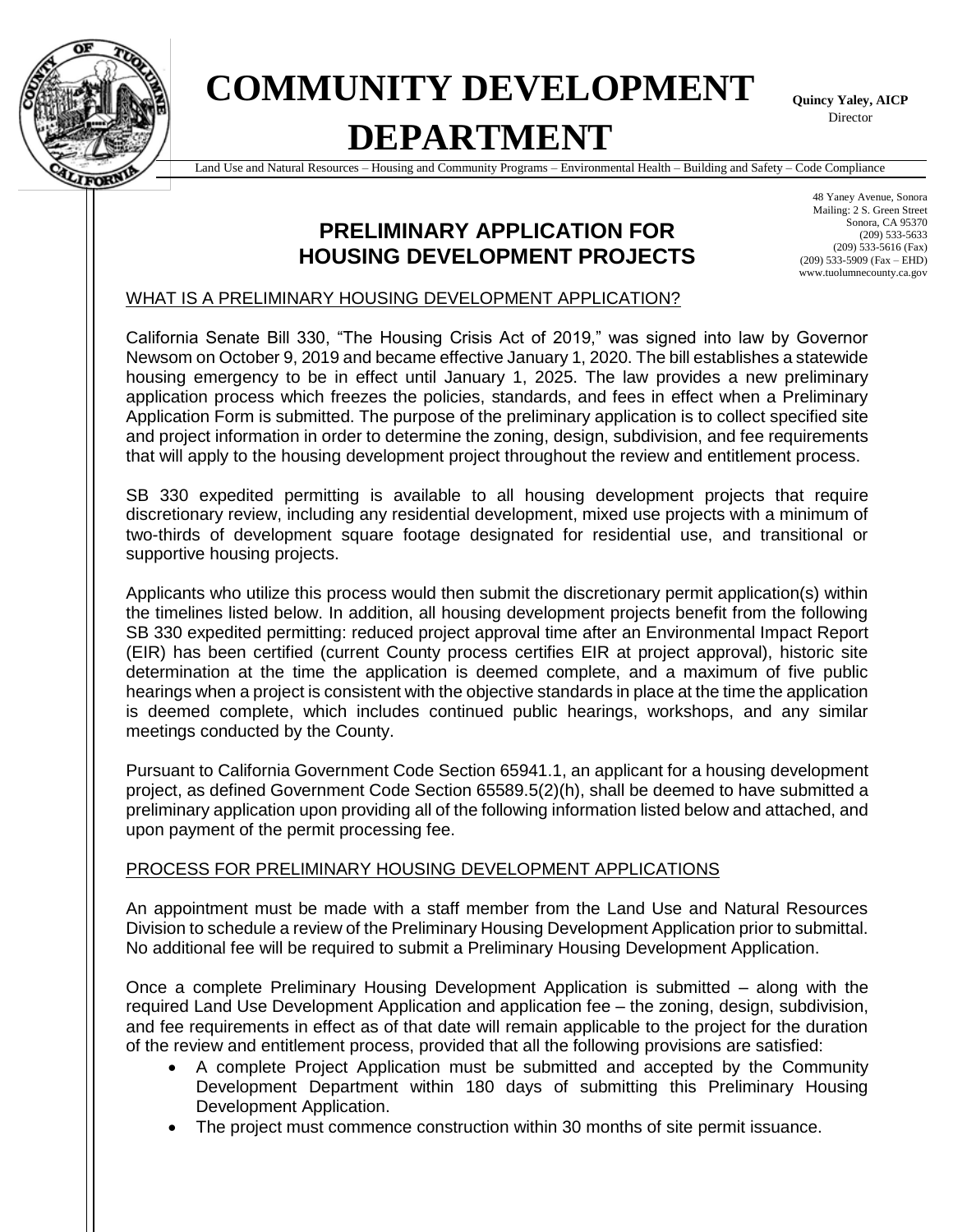# COMMUNITY DEVELOPMENT DEPARTMENT

**Quincy Yaley, AICP**
Director

Land Use and Natural Resources – Housing and Community Programs – Environmental Health – Building and Safety – Code Compliance

48 Yaney Avenue, Sonora
Mailing: 2 S. Green Street
Sonora, CA 95370
(209) 533-5633
(209) 533-5616 (Fax)
(209) 533-5909 (Fax – EHD)
www.tuolumnecounty.ca.gov

## PRELIMINARY APPLICATION FOR HOUSING DEVELOPMENT PROJECTS

### WHAT IS A PRELIMINARY HOUSING DEVELOPMENT APPLICATION?

California Senate Bill 330, "The Housing Crisis Act of 2019," was signed into law by Governor Newsom on October 9, 2019 and became effective January 1, 2020. The bill establishes a statewide housing emergency to be in effect until January 1, 2025. The law provides a new preliminary application process which freezes the policies, standards, and fees in effect when a Preliminary Application Form is submitted. The purpose of the preliminary application is to collect specified site and project information in order to determine the zoning, design, subdivision, and fee requirements that will apply to the housing development project throughout the review and entitlement process.

SB 330 expedited permitting is available to all housing development projects that require discretionary review, including any residential development, mixed use projects with a minimum of two-thirds of development square footage designated for residential use, and transitional or supportive housing projects.

Applicants who utilize this process would then submit the discretionary permit application(s) within the timelines listed below. In addition, all housing development projects benefit from the following SB 330 expedited permitting: reduced project approval time after an Environmental Impact Report (EIR) has been certified (current County process certifies EIR at project approval), historic site determination at the time the application is deemed complete, and a maximum of five public hearings when a project is consistent with the objective standards in place at the time the application is deemed complete, which includes continued public hearings, workshops, and any similar meetings conducted by the County.

Pursuant to California Government Code Section 65941.1, an applicant for a housing development project, as defined Government Code Section 65589.5(2)(h), shall be deemed to have submitted a preliminary application upon providing all of the following information listed below and attached, and upon payment of the permit processing fee.

### PROCESS FOR PRELIMINARY HOUSING DEVELOPMENT APPLICATIONS

An appointment must be made with a staff member from the Land Use and Natural Resources Division to schedule a review of the Preliminary Housing Development Application prior to submittal. No additional fee will be required to submit a Preliminary Housing Development Application.

Once a complete Preliminary Housing Development Application is submitted – along with the required Land Use Development Application and application fee – the zoning, design, subdivision, and fee requirements in effect as of that date will remain applicable to the project for the duration of the review and entitlement process, provided that all the following provisions are satisfied:

- A complete Project Application must be submitted and accepted by the Community Development Department within 180 days of submitting this Preliminary Housing Development Application.
- The project must commence construction within 30 months of site permit issuance.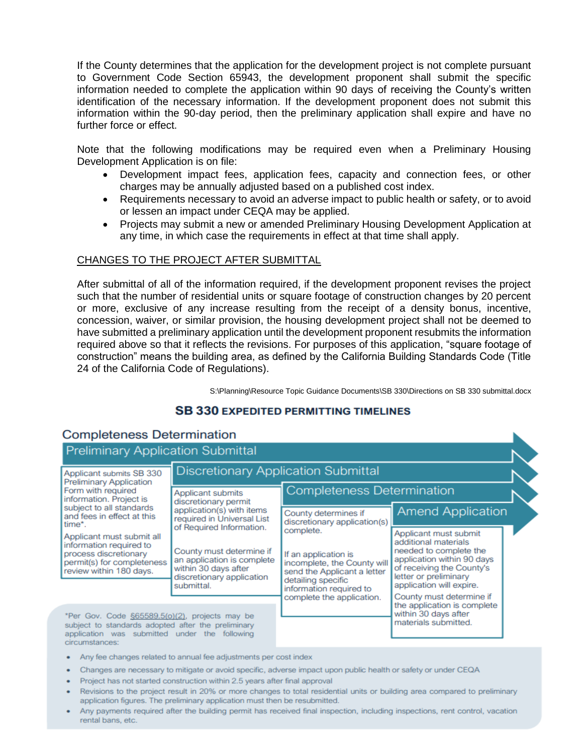If the County determines that the application for the development project is not complete pursuant to Government Code Section 65943, the development proponent shall submit the specific information needed to complete the application within 90 days of receiving the County's written identification of the necessary information. If the development proponent does not submit this information within the 90-day period, then the preliminary application shall expire and have no further force or effect.

Note that the following modifications may be required even when a Preliminary Housing Development Application is on file:

- Development impact fees, application fees, capacity and connection fees, or other charges may be annually adjusted based on a published cost index.
- Requirements necessary to avoid an adverse impact to public health or safety, or to avoid or lessen an impact under CEQA may be applied.
- Projects may submit a new or amended Preliminary Housing Development Application at any time, in which case the requirements in effect at that time shall apply.

## CHANGES TO THE PROJECT AFTER SUBMITTAL

After submittal of all of the information required, if the development proponent revises the project such that the number of residential units or square footage of construction changes by 20 percent or more, exclusive of any increase resulting from the receipt of a density bonus, incentive, concession, waiver, or similar provision, the housing development project shall not be deemed to have submitted a preliminary application until the development proponent resubmits the information required above so that it reflects the revisions. For purposes of this application, "square footage of construction" means the building area, as defined by the California Building Standards Code (Title 24 of the California Code of Regulations).

S:\Planning\Resource Topic Guidance Documents\SB 330\Directions on SB 330 submittal.docx

## SB 330 EXPEDITED PERMITTING TIMELINES

### Completeness Determination

**Preliminary Application Submittal**

Applicant submits SB 330 Preliminary Application Form with required information. Project is subject to all standards and fees in effect at this time*.

Applicant must submit all information required to process discretionary permit(s) for completeness review within 180 days.

**Discretionary Application Submittal**

Applicant submits discretionary permit application(s) with items required in Universal List of Required Information.

County must determine if an application is complete within 30 days after discretionary application submittal.

**Completeness Determination**

County determines if discretionary application(s) complete.

If an application is incomplete, the County will send the Applicant a letter detailing specific information required to complete the application.

**Amend Application**

Applicant must submit additional materials needed to complete the application within 90 days of receiving the County's letter or preliminary application will expire.

County must determine if the application is complete within 30 days after materials submitted.

*Per Gov. Code §65589.5(o)(2), projects may be subject to standards adopted after the preliminary application was submitted under the following circumstances:

- Any fee changes related to annual fee adjustments per cost index
- Changes are necessary to mitigate or avoid specific, adverse impact upon public health or safety or under CEQA
- Project has not started construction within 2.5 years after final approval
- Revisions to the project result in 20% or more changes to total residential units or building area compared to preliminary application figures. The preliminary application must then be resubmitted.
- Any payments required after the building permit has received final inspection, including inspections, rent control, vacation rental bans, etc.